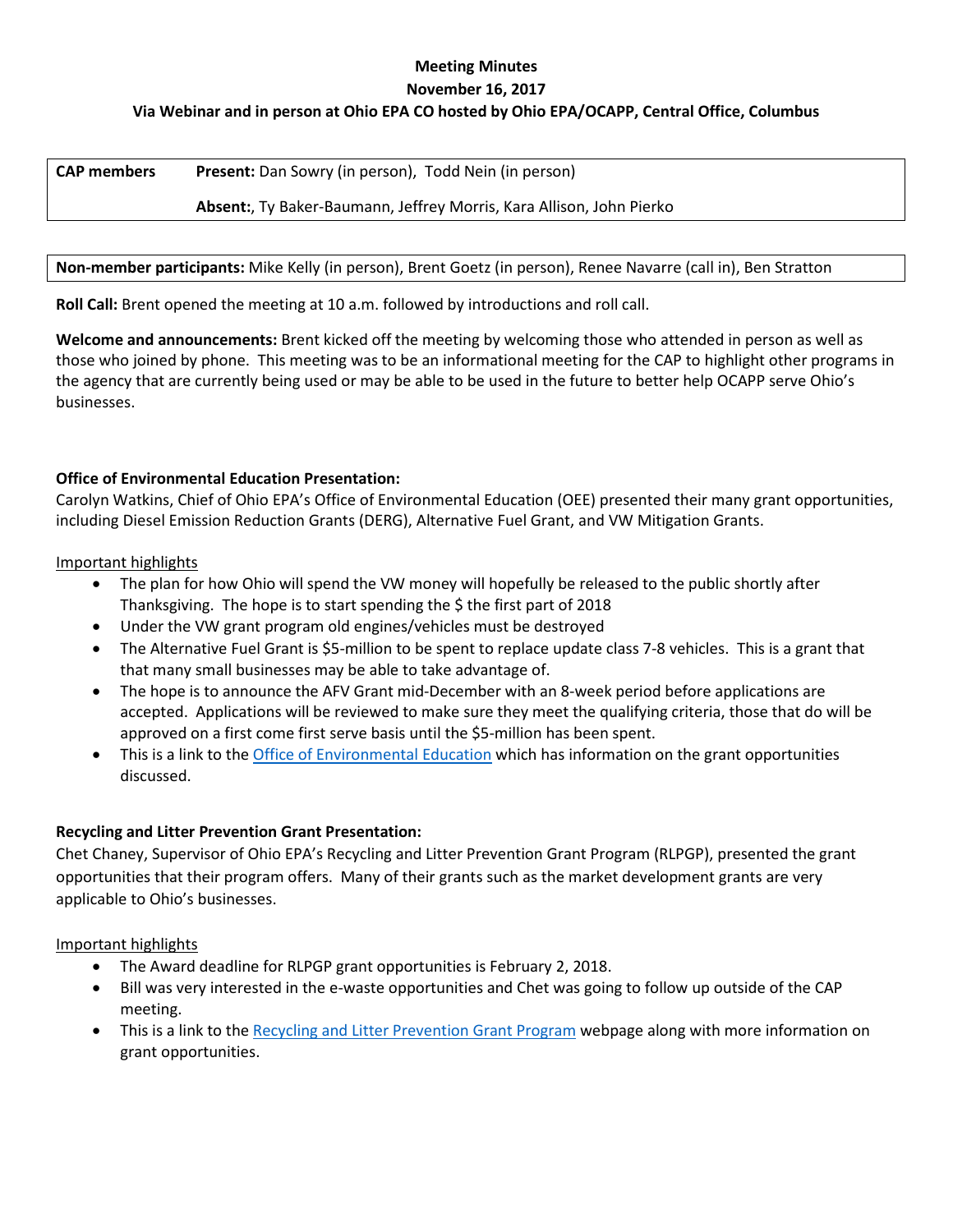**Meeting Minutes**

**November 16, 2017**

**Via Webinar and in person at Ohio EPA CO hosted by Ohio EPA/OCAPP, Central Office, Columbus**

| **CAP members** | **Present:** Dan Sowry (in person), Todd Nein (in person) |
| --- | --- |
| | **Absent:**, Ty Baker-Baumann, Jeffrey Morris, Kara Allison, John Pierko |

**Non-member participants:** Mike Kelly (in person), Brent Goetz (in person), Renee Navarre (call in), Ben Stratton

**Roll Call:** Brent opened the meeting at 10 a.m. followed by introductions and roll call.

**Welcome and announcements:** Brent kicked off the meeting by welcoming those who attended in person as well as those who joined by phone. This meeting was to be an informational meeting for the CAP to highlight other programs in the agency that are currently being used or may be able to be used in the future to better help OCAPP serve Ohio's businesses.

**Office of Environmental Education Presentation:**
Carolyn Watkins, Chief of Ohio EPA's Office of Environmental Education (OEE) presented their many grant opportunities, including Diesel Emission Reduction Grants (DERG), Alternative Fuel Grant, and VW Mitigation Grants.

Important highlights

- The plan for how Ohio will spend the VW money will hopefully be released to the public shortly after Thanksgiving. The hope is to start spending the $ the first part of 2018
- Under the VW grant program old engines/vehicles must be destroyed
- The Alternative Fuel Grant is $5-million to be spent to replace update class 7-8 vehicles. This is a grant that that many small businesses may be able to take advantage of.
- The hope is to announce the AFV Grant mid-December with an 8-week period before applications are accepted. Applications will be reviewed to make sure they meet the qualifying criteria, those that do will be approved on a first come first serve basis until the $5-million has been spent.
- This is a link to the Office of Environmental Education which has information on the grant opportunities discussed.

**Recycling and Litter Prevention Grant Presentation:**
Chet Chaney, Supervisor of Ohio EPA's Recycling and Litter Prevention Grant Program (RLPGP), presented the grant opportunities that their program offers. Many of their grants such as the market development grants are very applicable to Ohio's businesses.

Important highlights

- The Award deadline for RLPGP grant opportunities is February 2, 2018.
- Bill was very interested in the e-waste opportunities and Chet was going to follow up outside of the CAP meeting.
- This is a link to the Recycling and Litter Prevention Grant Program webpage along with more information on grant opportunities.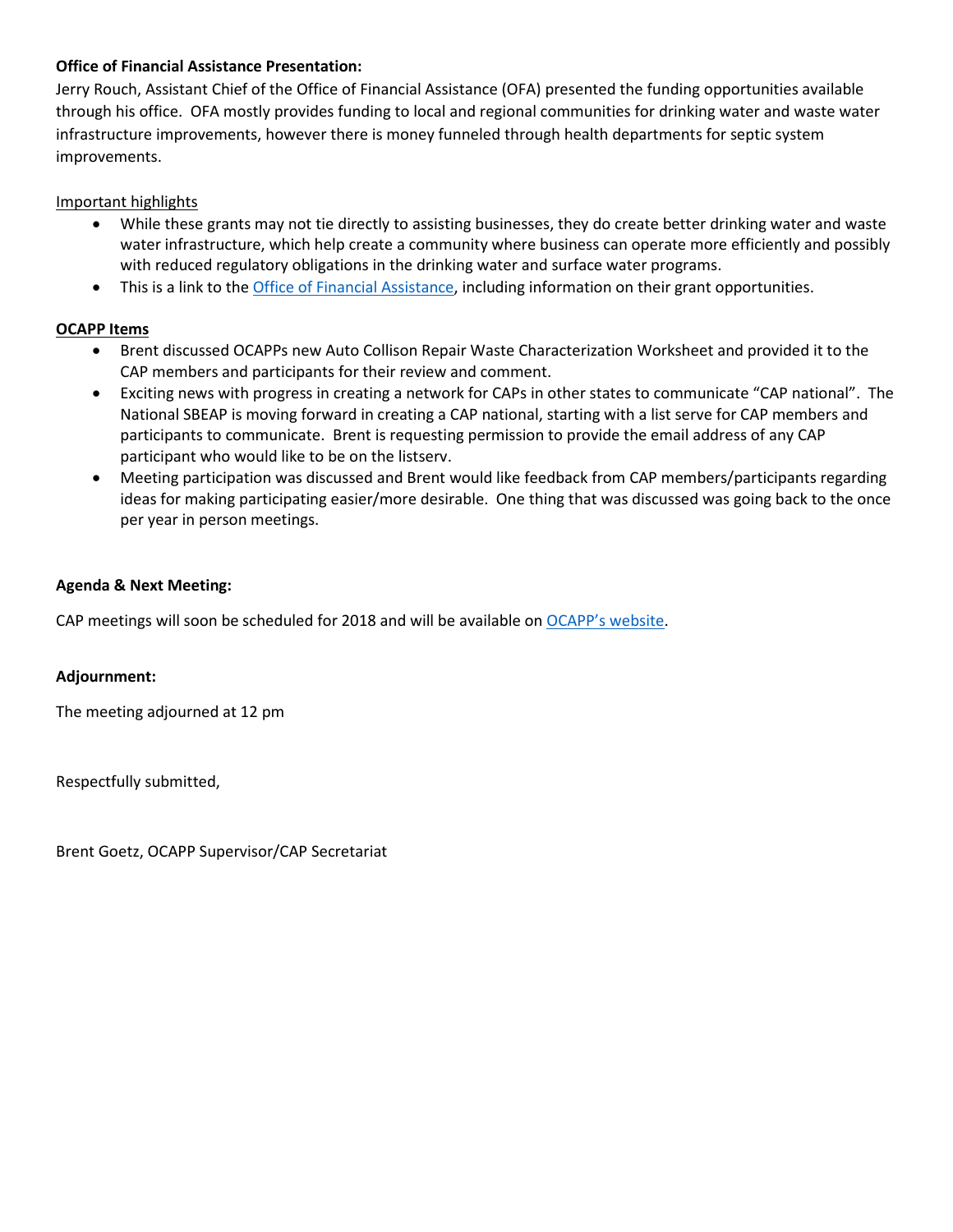**Office of Financial Assistance Presentation:**

Jerry Rouch, Assistant Chief of the Office of Financial Assistance (OFA) presented the funding opportunities available through his office. OFA mostly provides funding to local and regional communities for drinking water and waste water infrastructure improvements, however there is money funneled through health departments for septic system improvements.

Important highlights

- While these grants may not tie directly to assisting businesses, they do create better drinking water and waste water infrastructure, which help create a community where business can operate more efficiently and possibly with reduced regulatory obligations in the drinking water and surface water programs.
- This is a link to the Office of Financial Assistance, including information on their grant opportunities.

**OCAPP Items**

- Brent discussed OCAPPs new Auto Collison Repair Waste Characterization Worksheet and provided it to the CAP members and participants for their review and comment.
- Exciting news with progress in creating a network for CAPs in other states to communicate "CAP national". The National SBEAP is moving forward in creating a CAP national, starting with a list serve for CAP members and participants to communicate. Brent is requesting permission to provide the email address of any CAP participant who would like to be on the listserv.
- Meeting participation was discussed and Brent would like feedback from CAP members/participants regarding ideas for making participating easier/more desirable. One thing that was discussed was going back to the once per year in person meetings.

**Agenda & Next Meeting:**

CAP meetings will soon be scheduled for 2018 and will be available on OCAPP's website.

**Adjournment:**

The meeting adjourned at 12 pm

Respectfully submitted,

Brent Goetz, OCAPP Supervisor/CAP Secretariat